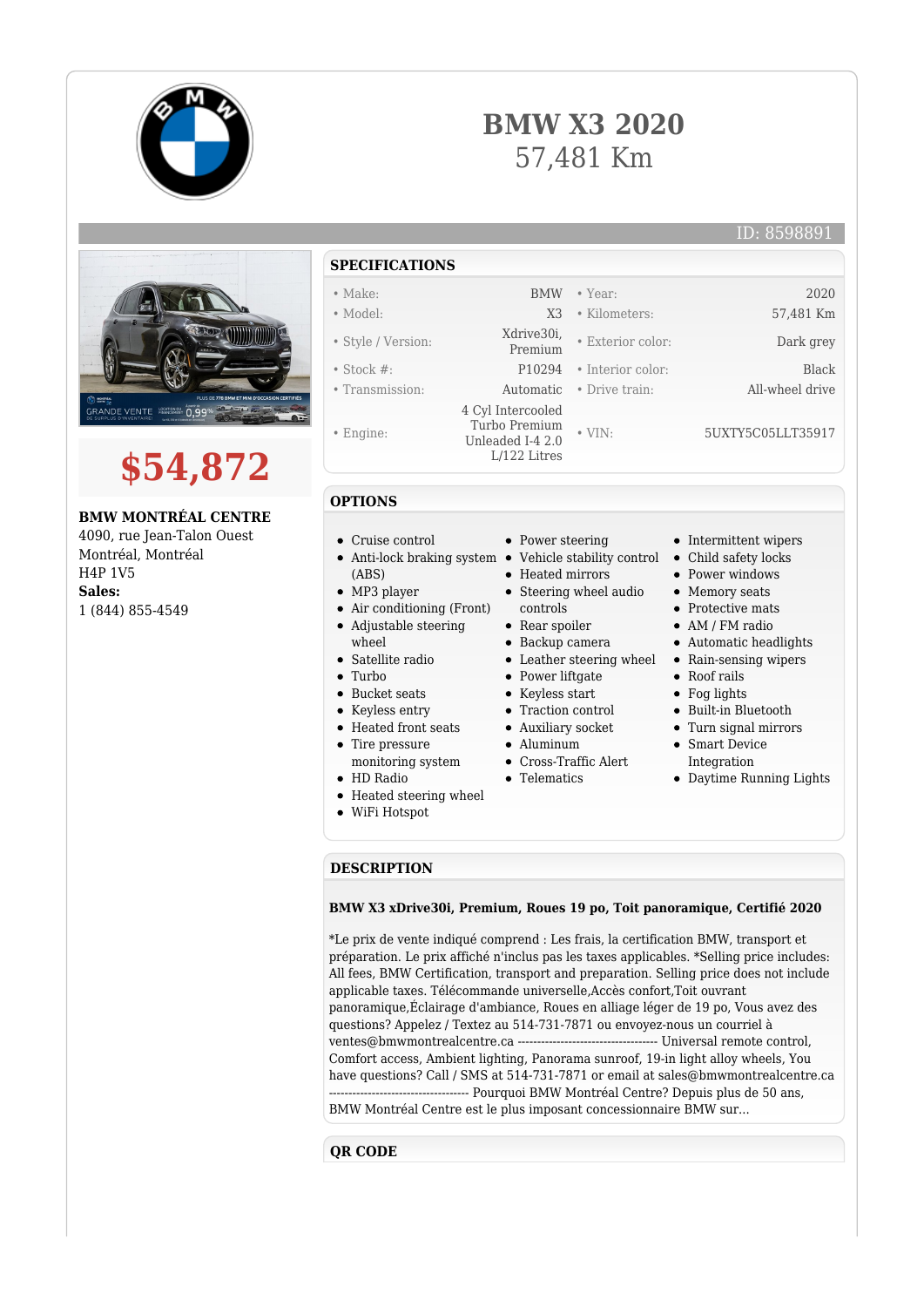# BMW X3 2020

57,481 Km

ID: 8598891

**$54,872**

**BMW MONTRÉAL CENTRE**
4090, rue Jean-Talon Ouest
Montréal, Montréal
H4P 1V5
**Sales:**
1 (844) 855-4549

## SPECIFICATIONS

| | | | |
|---|---|---|---|
| • Make: | BMW | • Year: | 2020 |
| • Model: | X3 | • Kilometers: | 57,481 Km |
| • Style / Version: | Xdrive30i, Premium | • Exterior color: | Dark grey |
| • Stock #: | P10294 | • Interior color: | Black |
| • Transmission: | Automatic | • Drive train: | All-wheel drive |
| • Engine: | 4 Cyl Intercooled Turbo Premium Unleaded I-4 2.0 L/122 Litres | • VIN: | 5UXTY5C05LLT35917 |

## OPTIONS

- Cruise control
- Anti-lock braking system (ABS)
- MP3 player
- Air conditioning (Front)
- Adjustable steering wheel
- Satellite radio
- Turbo
- Bucket seats
- Keyless entry
- Heated front seats
- Tire pressure monitoring system
- HD Radio
- Heated steering wheel
- WiFi Hotspot
- Power steering
- Vehicle stability control
- Heated mirrors
- Steering wheel audio controls
- Rear spoiler
- Backup camera
- Leather steering wheel
- Power liftgate
- Keyless start
- Traction control
- Auxiliary socket
- Aluminum
- Cross-Traffic Alert
- Telematics
- Intermittent wipers
- Child safety locks
- Power windows
- Memory seats
- Protective mats
- AM / FM radio
- Automatic headlights
- Rain-sensing wipers
- Roof rails
- Fog lights
- Built-in Bluetooth
- Turn signal mirrors
- Smart Device Integration
- Daytime Running Lights

## DESCRIPTION

**BMW X3 xDrive30i, Premium, Roues 19 po, Toit panoramique, Certifié 2020**

*Le prix de vente indiqué comprend : Les frais, la certification BMW, transport et préparation. Le prix affiché n'inclus pas les taxes applicables. *Selling price includes: All fees, BMW Certification, transport and preparation. Selling price does not include applicable taxes. Télécommande unverselle,Accès confort,Toit ouvrant panoramique,Éclairage d'ambiance, Roues en alliage léger de 19 po, Vous avez des questions? Appelez / Textez au 514-731-7871 ou envoyez-nous un courriel à ventes@bmwmontrealcentre.ca ---------------------------------- Universal remote control, Comfort access, Ambient lighting, Panorama sunroof, 19-in light alloy wheels, You have questions? Call / SMS at 514-731-7871 or email at sales@bmwmontrealcentre.ca ---------------------------------- Pourquoi BMW Montréal Centre? Depuis plus de 50 ans, BMW Montréal Centre est le plus imposant concessionnaire BMW sur...

## QR CODE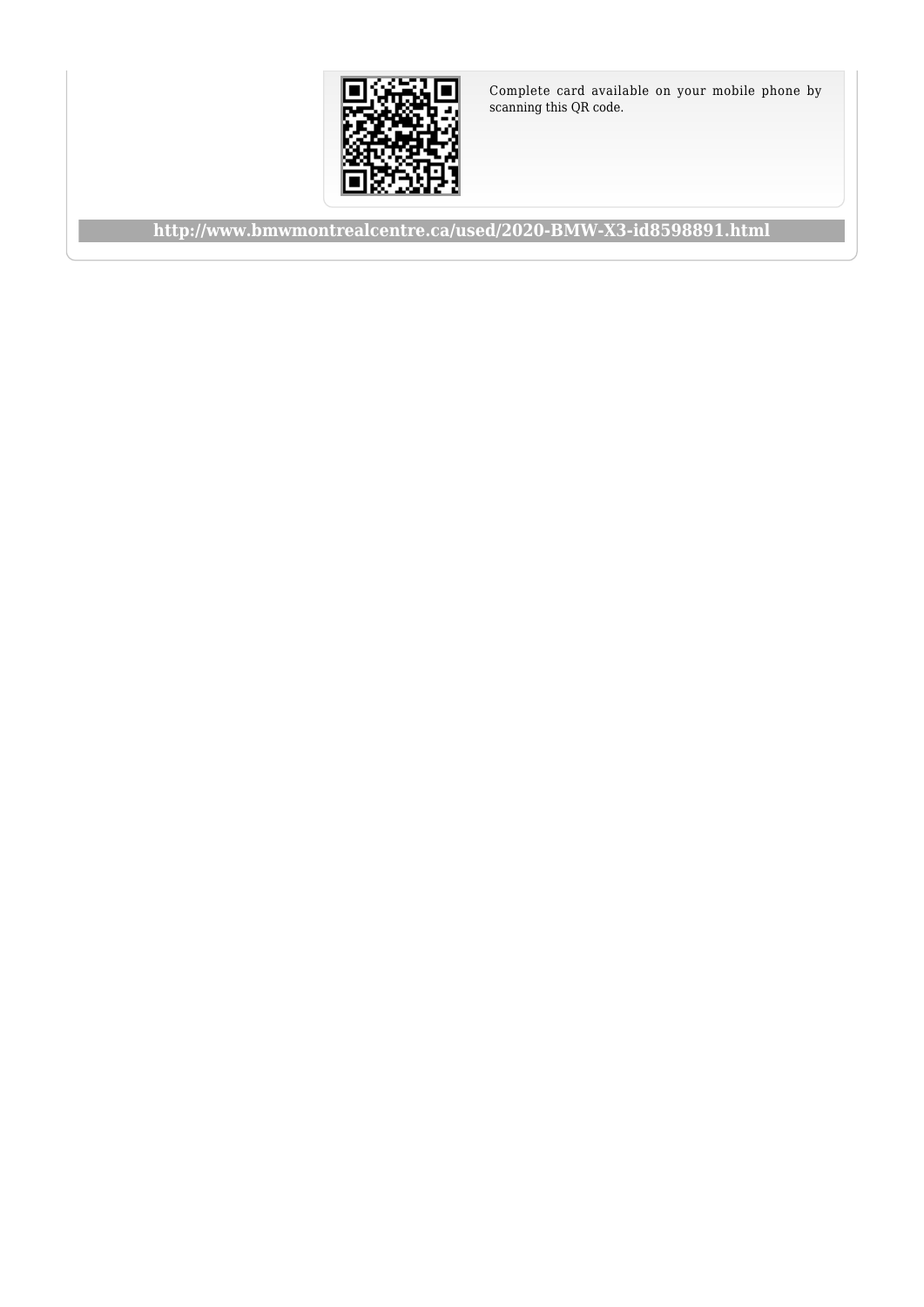Complete card available on your mobile phone by scanning this QR code.

**http://www.bmwmontrealcentre.ca/used/2020-BMW-X3-id8598891.html**